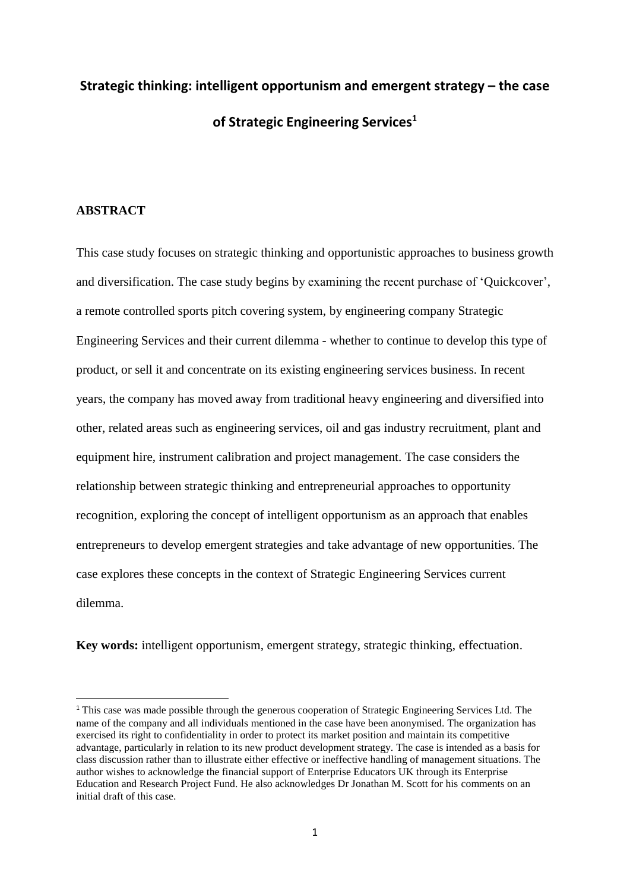# Strategic thinking: intelligent opportunism and emergent strategy – the case of Strategic Engineering Services[1]

## ABSTRACT

This case study focuses on strategic thinking and opportunistic approaches to business growth and diversification. The case study begins by examining the recent purchase of 'Quickcover', a remote controlled sports pitch covering system, by engineering company Strategic Engineering Services and their current dilemma - whether to continue to develop this type of product, or sell it and concentrate on its existing engineering services business. In recent years, the company has moved away from traditional heavy engineering and diversified into other, related areas such as engineering services, oil and gas industry recruitment, plant and equipment hire, instrument calibration and project management. The case considers the relationship between strategic thinking and entrepreneurial approaches to opportunity recognition, exploring the concept of intelligent opportunism as an approach that enables entrepreneurs to develop emergent strategies and take advantage of new opportunities. The case explores these concepts in the context of Strategic Engineering Services current dilemma.

**Key words:** intelligent opportunism, emergent strategy, strategic thinking, effectuation.

---

[1] This case was made possible through the generous cooperation of Strategic Engineering Services Ltd. The name of the company and all individuals mentioned in the case have been anonymised. The organization has exercised its right to confidentiality in order to protect its market position and maintain its competitive advantage, particularly in relation to its new product development strategy. The case is intended as a basis for class discussion rather than to illustrate either effective or ineffective handling of management situations. The author wishes to acknowledge the financial support of Enterprise Educators UK through its Enterprise Education and Research Project Fund. He also acknowledges Dr Jonathan M. Scott for his comments on an initial draft of this case.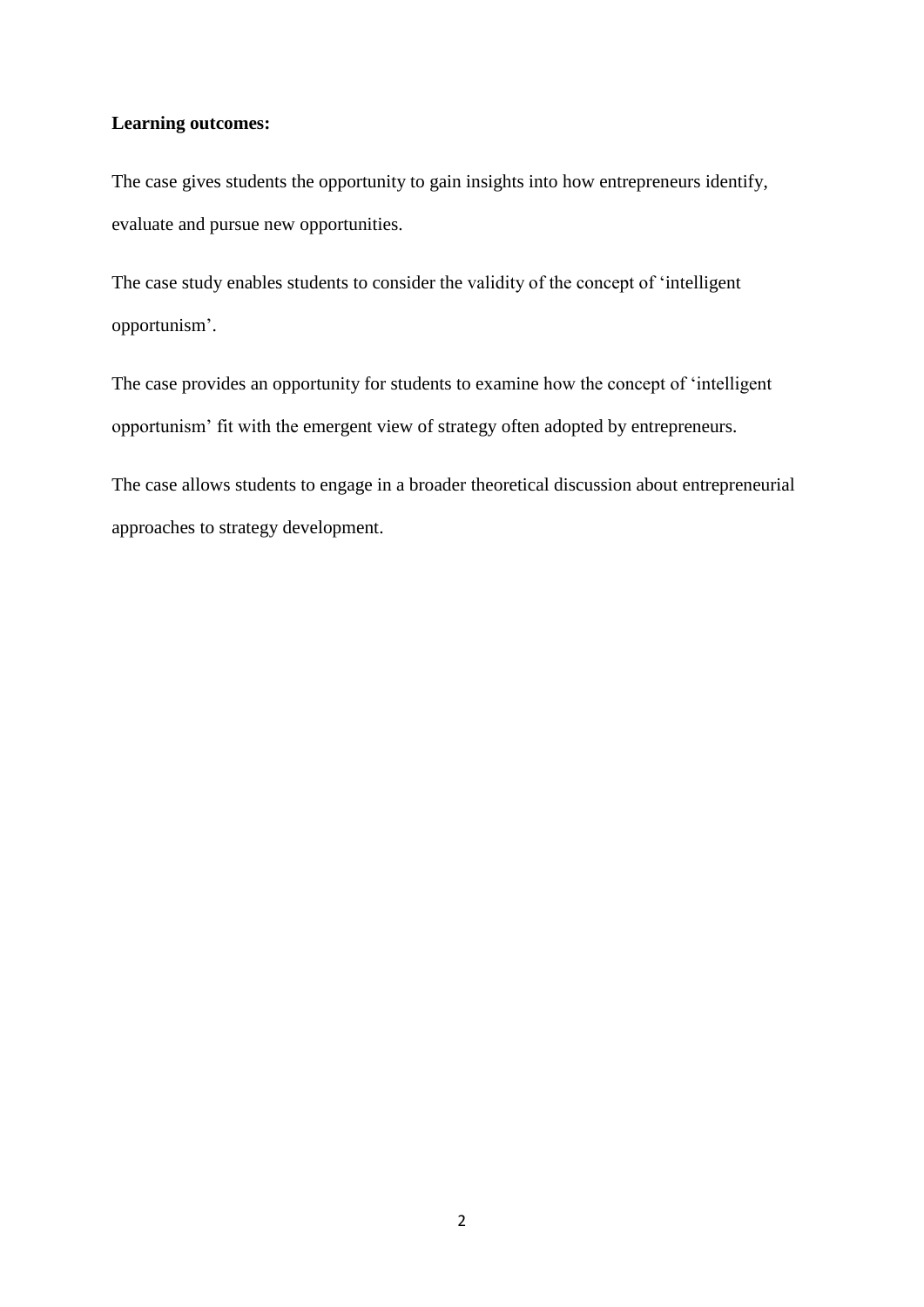**Learning outcomes:**

The case gives students the opportunity to gain insights into how entrepreneurs identify, evaluate and pursue new opportunities.

The case study enables students to consider the validity of the concept of 'intelligent opportunism'.

The case provides an opportunity for students to examine how the concept of 'intelligent opportunism' fit with the emergent view of strategy often adopted by entrepreneurs.

The case allows students to engage in a broader theoretical discussion about entrepreneurial approaches to strategy development.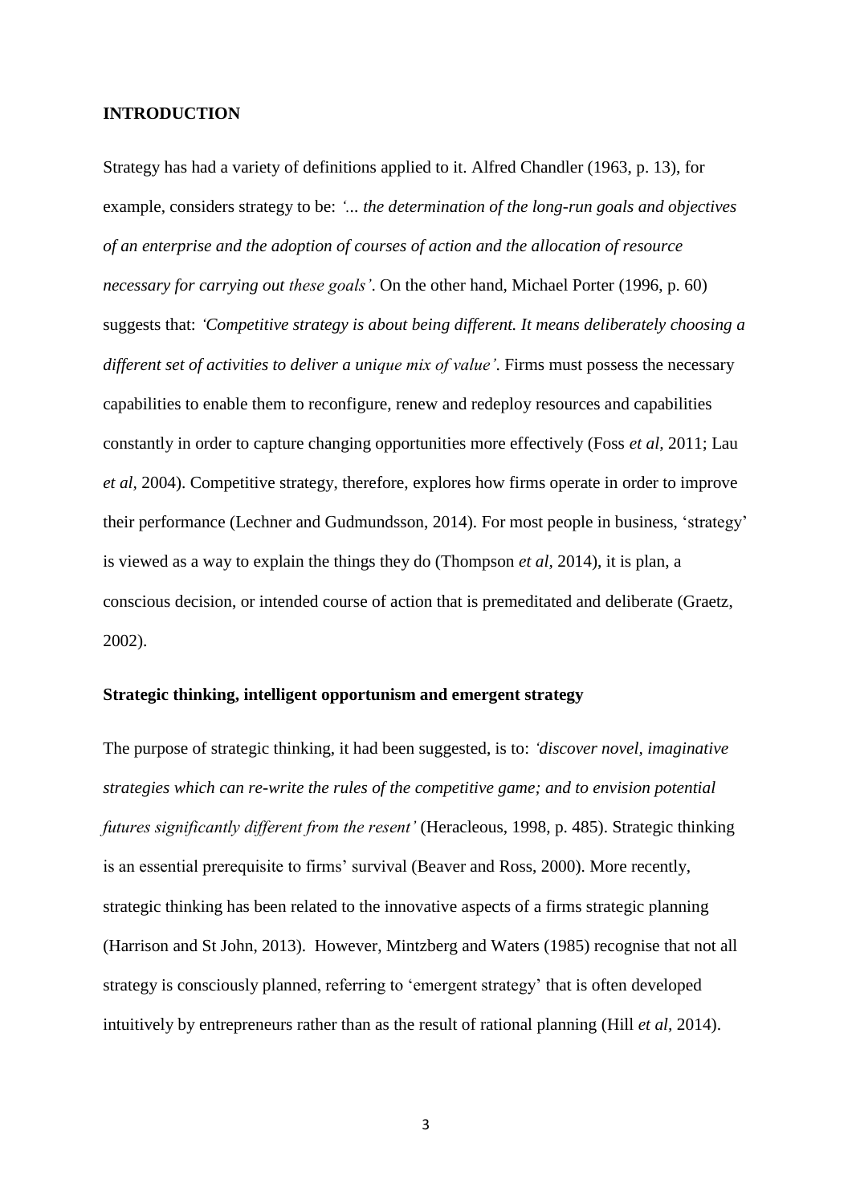## INTRODUCTION

Strategy has had a variety of definitions applied to it. Alfred Chandler (1963, p. 13), for example, considers strategy to be: *'... the determination of the long-run goals and objectives of an enterprise and the adoption of courses of action and the allocation of resource necessary for carrying out these goals'*. On the other hand, Michael Porter (1996, p. 60) suggests that: *'Competitive strategy is about being different. It means deliberately choosing a different set of activities to deliver a unique mix of value'*. Firms must possess the necessary capabilities to enable them to reconfigure, renew and redeploy resources and capabilities constantly in order to capture changing opportunities more effectively (Foss *et al*, 2011; Lau *et al*, 2004). Competitive strategy, therefore, explores how firms operate in order to improve their performance (Lechner and Gudmundsson, 2014). For most people in business, 'strategy' is viewed as a way to explain the things they do (Thompson *et al*, 2014), it is plan, a conscious decision, or intended course of action that is premeditated and deliberate (Graetz, 2002).

### Strategic thinking, intelligent opportunism and emergent strategy

The purpose of strategic thinking, it had been suggested, is to: *'discover novel, imaginative strategies which can re-write the rules of the competitive game; and to envision potential futures significantly different from the resent'* (Heracleous, 1998, p. 485). Strategic thinking is an essential prerequisite to firms' survival (Beaver and Ross, 2000). More recently, strategic thinking has been related to the innovative aspects of a firms strategic planning (Harrison and St John, 2013). However, Mintzberg and Waters (1985) recognise that not all strategy is consciously planned, referring to 'emergent strategy' that is often developed intuitively by entrepreneurs rather than as the result of rational planning (Hill *et al*, 2014).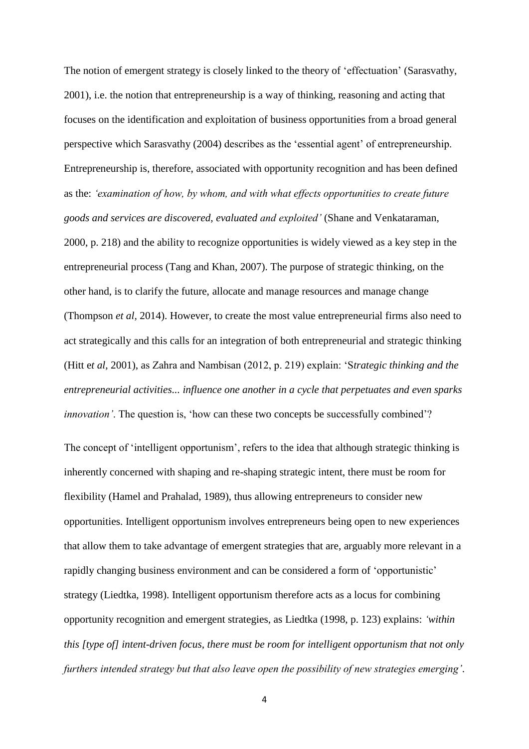The notion of emergent strategy is closely linked to the theory of 'effectuation' (Sarasvathy, 2001), i.e. the notion that entrepreneurship is a way of thinking, reasoning and acting that focuses on the identification and exploitation of business opportunities from a broad general perspective which Sarasvathy (2004) describes as the 'essential agent' of entrepreneurship. Entrepreneurship is, therefore, associated with opportunity recognition and has been defined as the: *'examination of how, by whom, and with what effects opportunities to create future goods and services are discovered, evaluated and exploited'* (Shane and Venkataraman, 2000, p. 218) and the ability to recognize opportunities is widely viewed as a key step in the entrepreneurial process (Tang and Khan, 2007). The purpose of strategic thinking, on the other hand, is to clarify the future, allocate and manage resources and manage change (Thompson *et al*, 2014). However, to create the most value entrepreneurial firms also need to act strategically and this calls for an integration of both entrepreneurial and strategic thinking (Hitt e*t al,* 2001), as Zahra and Nambisan (2012, p. 219) explain: 'S*trategic thinking and the entrepreneurial activities... influence one another in a cycle that perpetuates and even sparks innovation'*. The question is, 'how can these two concepts be successfully combined'?

The concept of 'intelligent opportunism', refers to the idea that although strategic thinking is inherently concerned with shaping and re-shaping strategic intent, there must be room for flexibility (Hamel and Prahalad, 1989), thus allowing entrepreneurs to consider new opportunities. Intelligent opportunism involves entrepreneurs being open to new experiences that allow them to take advantage of emergent strategies that are, arguably more relevant in a rapidly changing business environment and can be considered a form of 'opportunistic' strategy (Liedtka, 1998). Intelligent opportunism therefore acts as a locus for combining opportunity recognition and emergent strategies, as Liedtka (1998, p. 123) explains: *'within this [type of] intent-driven focus, there must be room for intelligent opportunism that not only furthers intended strategy but that also leave open the possibility of new strategies emerging'*.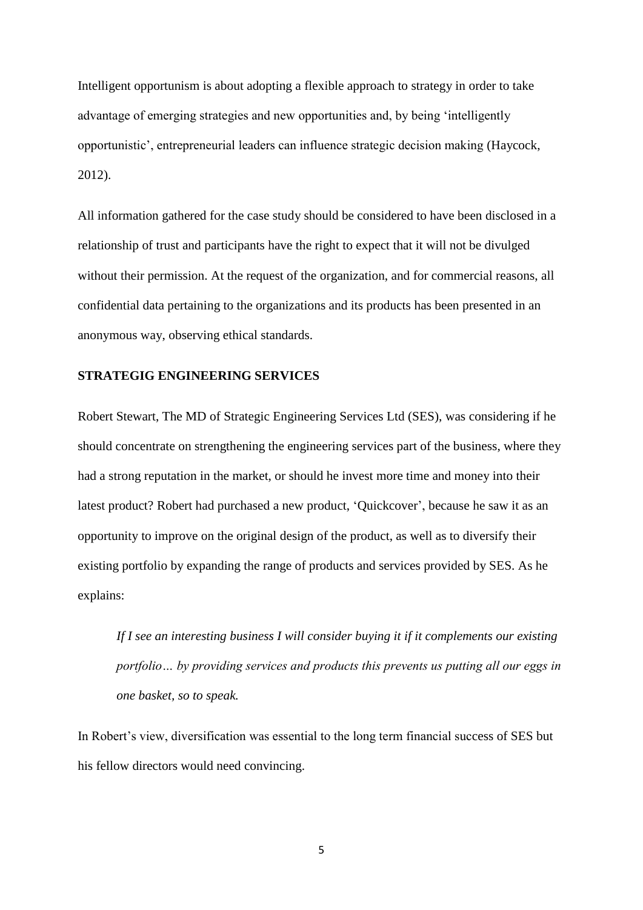Intelligent opportunism is about adopting a flexible approach to strategy in order to take advantage of emerging strategies and new opportunities and, by being 'intelligently opportunistic', entrepreneurial leaders can influence strategic decision making (Haycock, 2012).

All information gathered for the case study should be considered to have been disclosed in a relationship of trust and participants have the right to expect that it will not be divulged without their permission. At the request of the organization, and for commercial reasons, all confidential data pertaining to the organizations and its products has been presented in an anonymous way, observing ethical standards.

**STRATEGIG ENGINEERING SERVICES**

Robert Stewart, The MD of Strategic Engineering Services Ltd (SES), was considering if he should concentrate on strengthening the engineering services part of the business, where they had a strong reputation in the market, or should he invest more time and money into their latest product? Robert had purchased a new product, 'Quickcover', because he saw it as an opportunity to improve on the original design of the product, as well as to diversify their existing portfolio by expanding the range of products and services provided by SES. As he explains:

> *If I see an interesting business I will consider buying it if it complements our existing portfolio… by providing services and products this prevents us putting all our eggs in one basket, so to speak.*

In Robert's view, diversification was essential to the long term financial success of SES but his fellow directors would need convincing.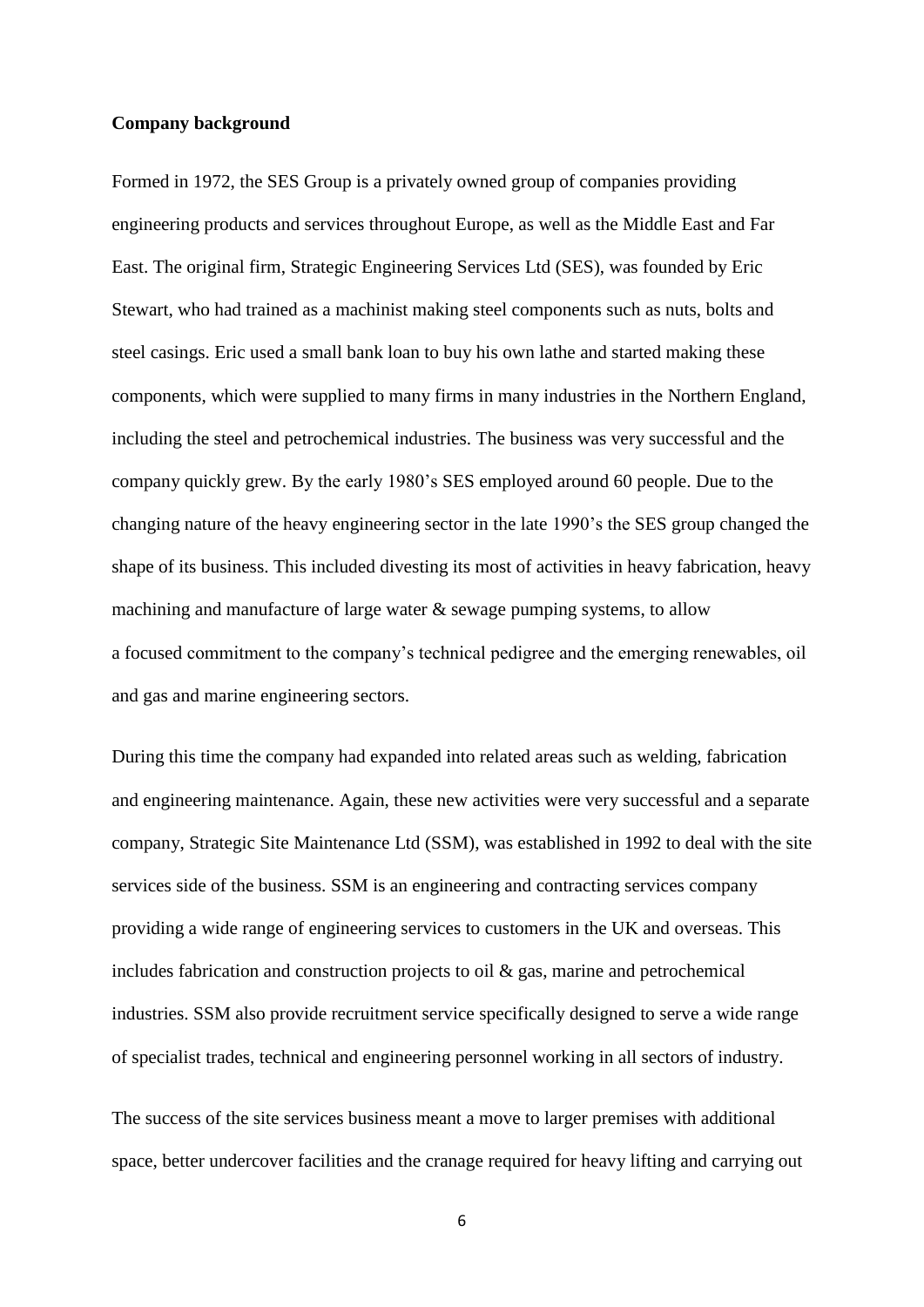**Company background**

Formed in 1972, the SES Group is a privately owned group of companies providing engineering products and services throughout Europe, as well as the Middle East and Far East. The original firm, Strategic Engineering Services Ltd (SES), was founded by Eric Stewart, who had trained as a machinist making steel components such as nuts, bolts and steel casings. Eric used a small bank loan to buy his own lathe and started making these components, which were supplied to many firms in many industries in the Northern England, including the steel and petrochemical industries. The business was very successful and the company quickly grew. By the early 1980's SES employed around 60 people. Due to the changing nature of the heavy engineering sector in the late 1990's the SES group changed the shape of its business. This included divesting its most of activities in heavy fabrication, heavy machining and manufacture of large water & sewage pumping systems, to allow a focused commitment to the company's technical pedigree and the emerging renewables, oil and gas and marine engineering sectors.

During this time the company had expanded into related areas such as welding, fabrication and engineering maintenance. Again, these new activities were very successful and a separate company, Strategic Site Maintenance Ltd (SSM), was established in 1992 to deal with the site services side of the business. SSM is an engineering and contracting services company providing a wide range of engineering services to customers in the UK and overseas. This includes fabrication and construction projects to oil & gas, marine and petrochemical industries. SSM also provide recruitment service specifically designed to serve a wide range of specialist trades, technical and engineering personnel working in all sectors of industry.

The success of the site services business meant a move to larger premises with additional space, better undercover facilities and the cranage required for heavy lifting and carrying out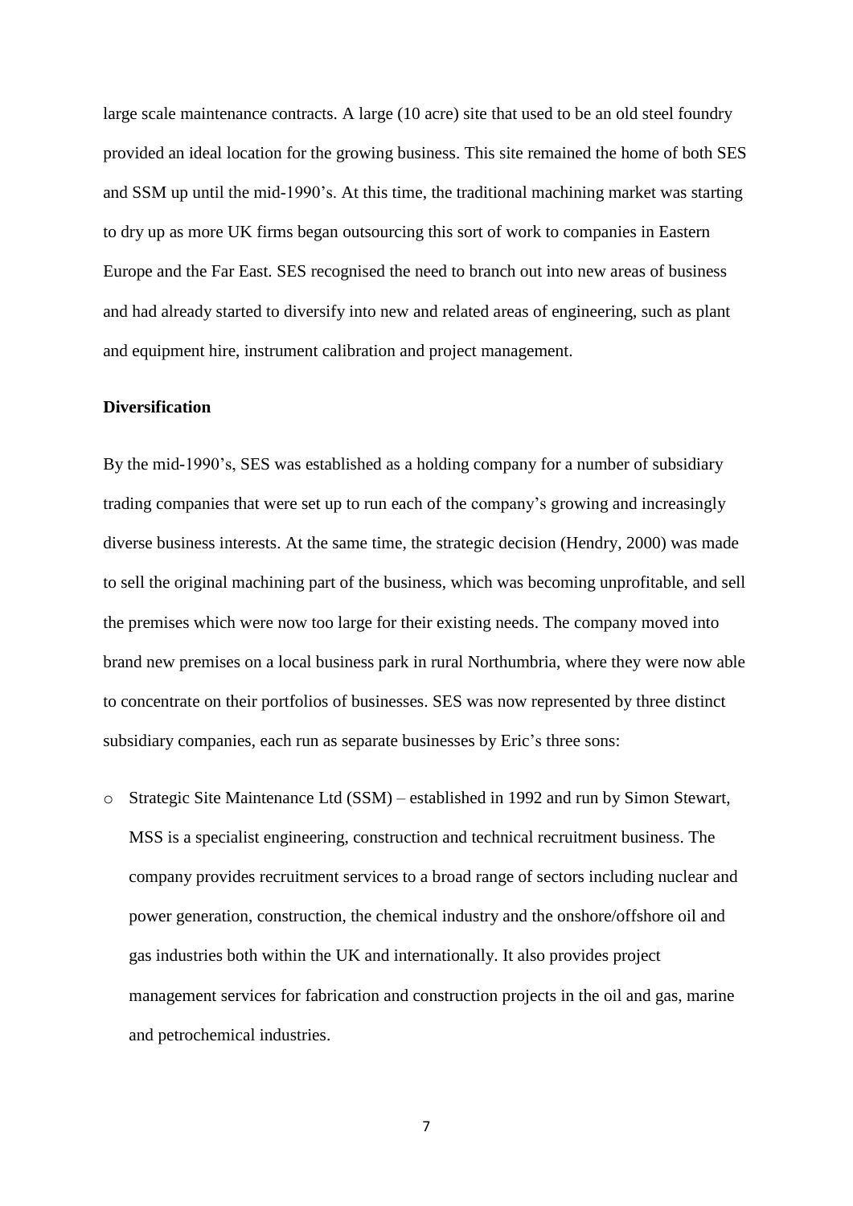large scale maintenance contracts. A large (10 acre) site that used to be an old steel foundry provided an ideal location for the growing business. This site remained the home of both SES and SSM up until the mid-1990's. At this time, the traditional machining market was starting to dry up as more UK firms began outsourcing this sort of work to companies in Eastern Europe and the Far East. SES recognised the need to branch out into new areas of business and had already started to diversify into new and related areas of engineering, such as plant and equipment hire, instrument calibration and project management.

**Diversification**

By the mid-1990's, SES was established as a holding company for a number of subsidiary trading companies that were set up to run each of the company's growing and increasingly diverse business interests. At the same time, the strategic decision (Hendry, 2000) was made to sell the original machining part of the business, which was becoming unprofitable, and sell the premises which were now too large for their existing needs. The company moved into brand new premises on a local business park in rural Northumbria, where they were now able to concentrate on their portfolios of businesses. SES was now represented by three distinct subsidiary companies, each run as separate businesses by Eric's three sons:

- Strategic Site Maintenance Ltd (SSM) – established in 1992 and run by Simon Stewart, MSS is a specialist engineering, construction and technical recruitment business. The company provides recruitment services to a broad range of sectors including nuclear and power generation, construction, the chemical industry and the onshore/offshore oil and gas industries both within the UK and internationally. It also provides project management services for fabrication and construction projects in the oil and gas, marine and petrochemical industries.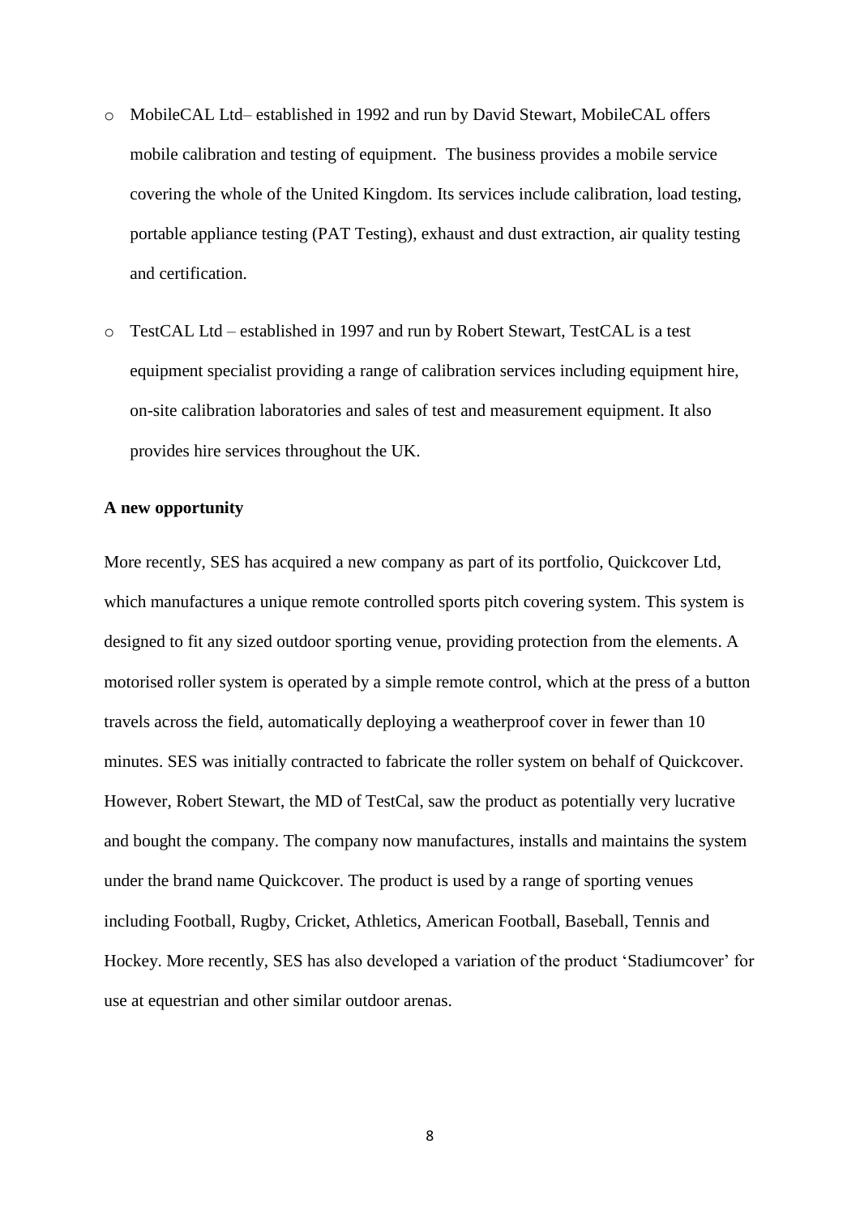- MobileCAL Ltd– established in 1992 and run by David Stewart, MobileCAL offers mobile calibration and testing of equipment.  The business provides a mobile service covering the whole of the United Kingdom. Its services include calibration, load testing, portable appliance testing (PAT Testing), exhaust and dust extraction, air quality testing and certification.

- TestCAL Ltd – established in 1997 and run by Robert Stewart, TestCAL is a test equipment specialist providing a range of calibration services including equipment hire, on-site calibration laboratories and sales of test and measurement equipment. It also provides hire services throughout the UK.

**A new opportunity**

More recently, SES has acquired a new company as part of its portfolio, Quickcover Ltd, which manufactures a unique remote controlled sports pitch covering system. This system is designed to fit any sized outdoor sporting venue, providing protection from the elements. A motorised roller system is operated by a simple remote control, which at the press of a button travels across the field, automatically deploying a weatherproof cover in fewer than 10 minutes. SES was initially contracted to fabricate the roller system on behalf of Quickcover. However, Robert Stewart, the MD of TestCal, saw the product as potentially very lucrative and bought the company. The company now manufactures, installs and maintains the system under the brand name Quickcover. The product is used by a range of sporting venues including Football, Rugby, Cricket, Athletics, American Football, Baseball, Tennis and Hockey. More recently, SES has also developed a variation of the product 'Stadiumcover' for use at equestrian and other similar outdoor arenas.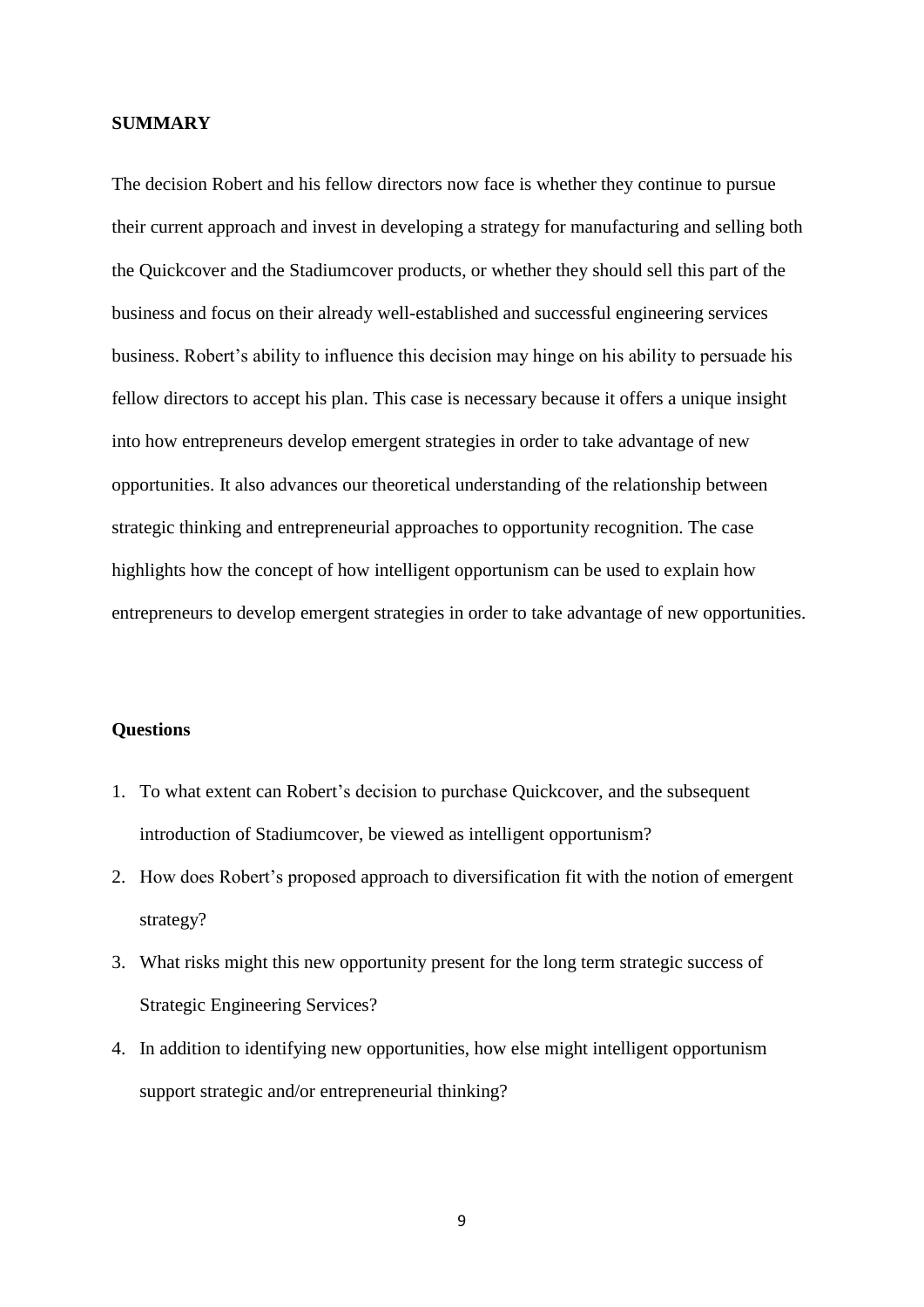**SUMMARY**

The decision Robert and his fellow directors now face is whether they continue to pursue their current approach and invest in developing a strategy for manufacturing and selling both the Quickcover and the Stadiumcover products, or whether they should sell this part of the business and focus on their already well-established and successful engineering services business. Robert's ability to influence this decision may hinge on his ability to persuade his fellow directors to accept his plan. This case is necessary because it offers a unique insight into how entrepreneurs develop emergent strategies in order to take advantage of new opportunities. It also advances our theoretical understanding of the relationship between strategic thinking and entrepreneurial approaches to opportunity recognition. The case highlights how the concept of how intelligent opportunism can be used to explain how entrepreneurs to develop emergent strategies in order to take advantage of new opportunities.

**Questions**

1. To what extent can Robert's decision to purchase Quickcover, and the subsequent introduction of Stadiumcover, be viewed as intelligent opportunism?
2. How does Robert's proposed approach to diversification fit with the notion of emergent strategy?
3. What risks might this new opportunity present for the long term strategic success of Strategic Engineering Services?
4. In addition to identifying new opportunities, how else might intelligent opportunism support strategic and/or entrepreneurial thinking?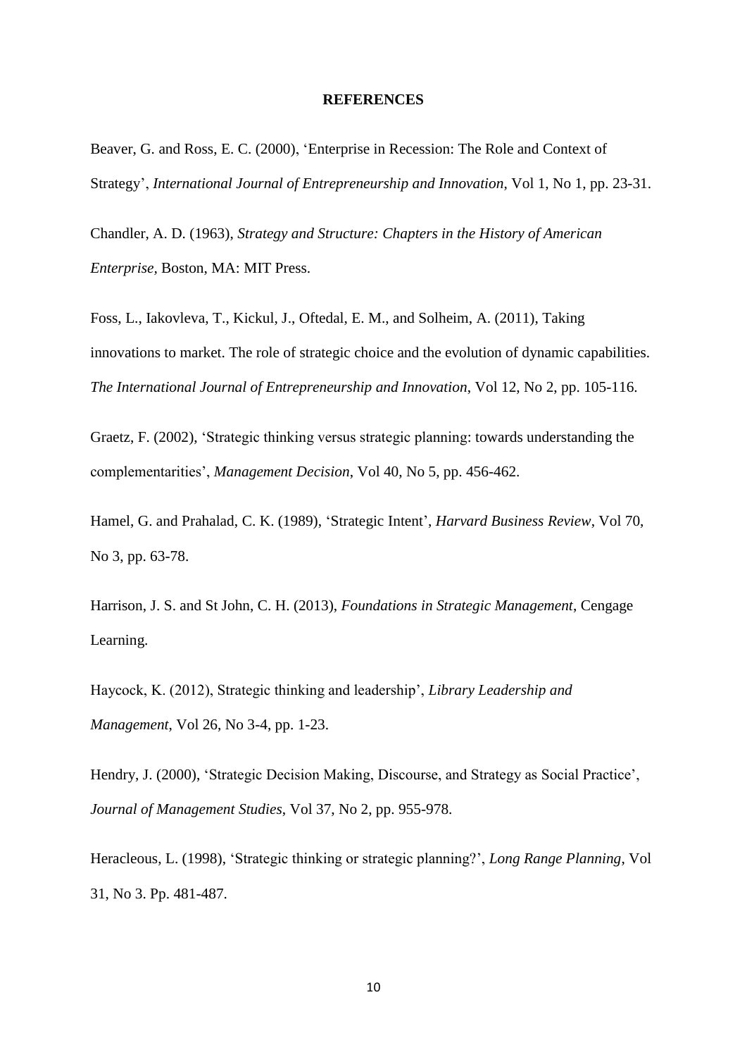**REFERENCES**

Beaver, G. and Ross, E. C. (2000), 'Enterprise in Recession: The Role and Context of Strategy', *International Journal of Entrepreneurship and Innovation*, Vol 1, No 1, pp. 23-31.

Chandler, A. D. (1963), *Strategy and Structure: Chapters in the History of American Enterprise,* Boston, MA: MIT Press.

Foss, L., Iakovleva, T., Kickul, J., Oftedal, E. M., and Solheim, A. (2011), Taking innovations to market. The role of strategic choice and the evolution of dynamic capabilities. *The International Journal of Entrepreneurship and Innovation*, Vol 12, No 2, pp. 105-116.

Graetz, F. (2002), 'Strategic thinking versus strategic planning: towards understanding the complementarities', *Management Decision*, Vol 40, No 5, pp. 456-462.

Hamel, G. and Prahalad, C. K. (1989), 'Strategic Intent', *Harvard Business Review*, Vol 70, No 3, pp. 63-78.

Harrison, J. S. and St John, C. H. (2013), *Foundations in Strategic Management*, Cengage Learning.

Haycock, K. (2012), Strategic thinking and leadership', *Library Leadership and Management*, Vol 26, No 3-4, pp. 1-23.

Hendry, J. (2000), 'Strategic Decision Making, Discourse, and Strategy as Social Practice', *Journal of Management Studies*, Vol 37, No 2, pp. 955-978.

Heracleous, L. (1998), 'Strategic thinking or strategic planning?', *Long Range Planning*, Vol 31, No 3. Pp. 481-487.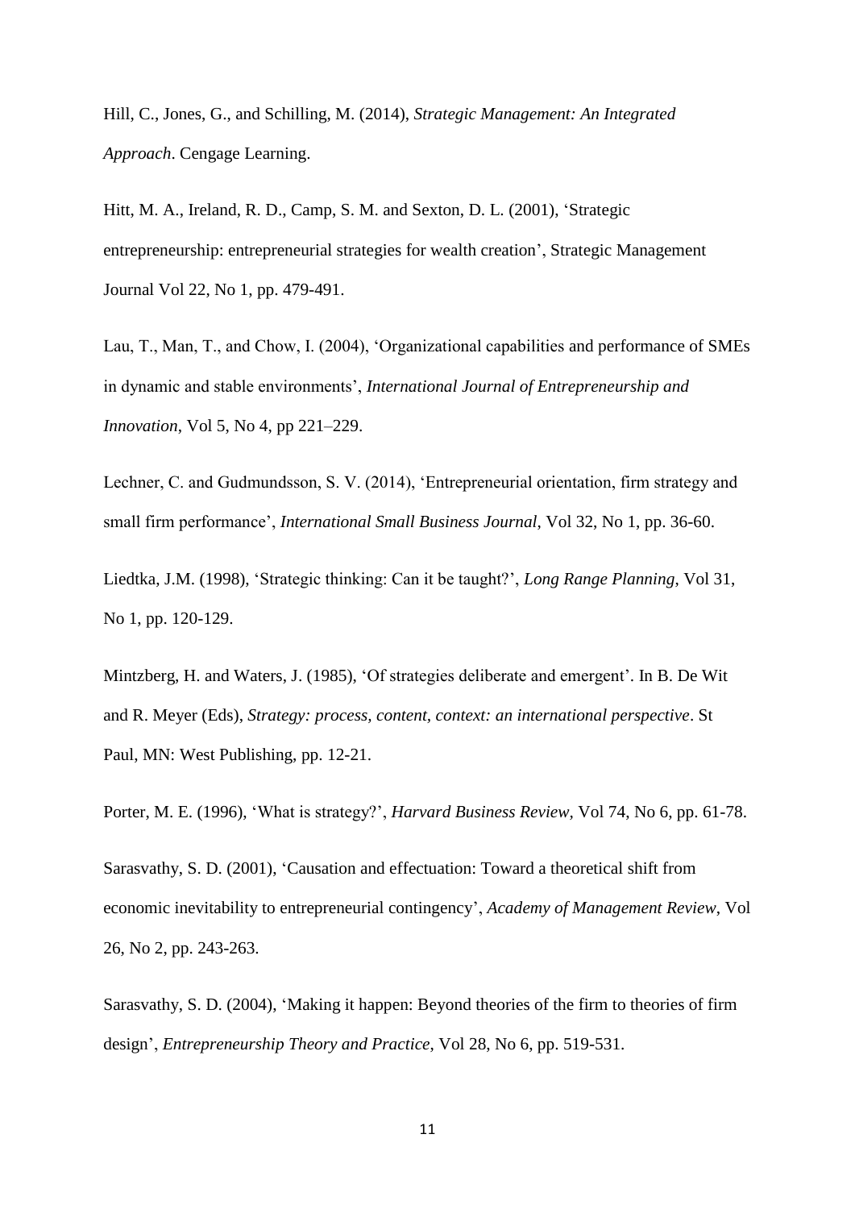Hill, C., Jones, G., and Schilling, M. (2014), *Strategic Management: An Integrated Approach*. Cengage Learning.

Hitt, M. A., Ireland, R. D., Camp, S. M. and Sexton, D. L. (2001), 'Strategic entrepreneurship: entrepreneurial strategies for wealth creation', Strategic Management Journal Vol 22, No 1, pp. 479-491.

Lau, T., Man, T., and Chow, I. (2004), 'Organizational capabilities and performance of SMEs in dynamic and stable environments', *International Journal of Entrepreneurship and Innovation*, Vol 5, No 4, pp 221–229.

Lechner, C. and Gudmundsson, S. V. (2014), 'Entrepreneurial orientation, firm strategy and small firm performance', *International Small Business Journal*, Vol 32, No 1, pp. 36-60.

Liedtka, J.M. (1998), 'Strategic thinking: Can it be taught?', *Long Range Planning*, Vol 31, No 1, pp. 120-129.

Mintzberg, H. and Waters, J. (1985), 'Of strategies deliberate and emergent'. In B. De Wit and R. Meyer (Eds), *Strategy: process, content, context: an international perspective*. St Paul, MN: West Publishing, pp. 12-21.

Porter, M. E. (1996), 'What is strategy?', *Harvard Business Review*, Vol 74, No 6, pp. 61-78.

Sarasvathy, S. D. (2001), 'Causation and effectuation: Toward a theoretical shift from economic inevitability to entrepreneurial contingency', *Academy of Management Review*, Vol 26, No 2, pp. 243-263.

Sarasvathy, S. D. (2004), 'Making it happen: Beyond theories of the firm to theories of firm design', *Entrepreneurship Theory and Practice*, Vol 28, No 6, pp. 519-531.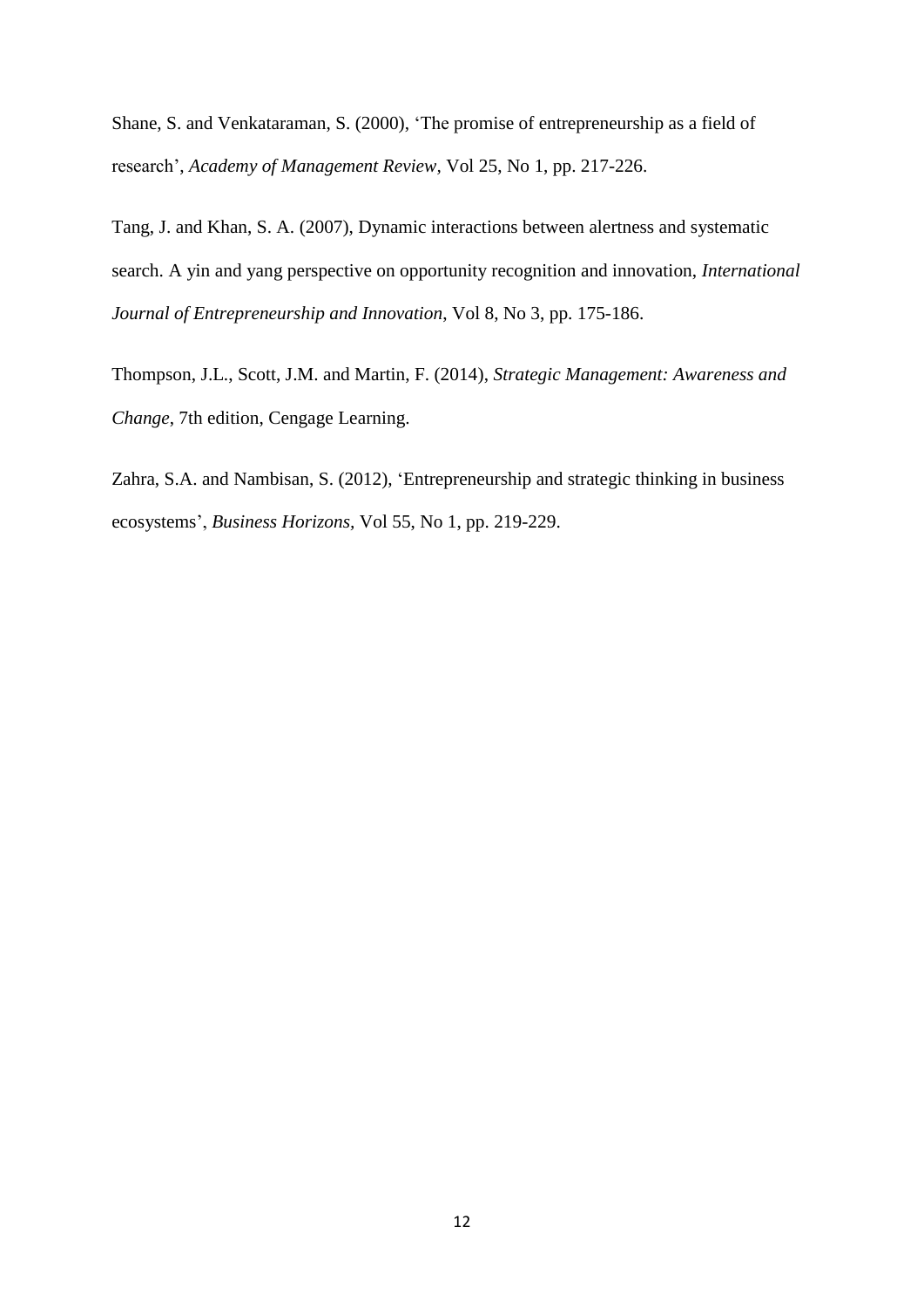Shane, S. and Venkataraman, S. (2000), 'The promise of entrepreneurship as a field of research', *Academy of Management Review*, Vol 25, No 1, pp. 217-226.

Tang, J. and Khan, S. A. (2007), Dynamic interactions between alertness and systematic search. A yin and yang perspective on opportunity recognition and innovation, *International Journal of Entrepreneurship and Innovation*, Vol 8, No 3, pp. 175-186.

Thompson, J.L., Scott, J.M. and Martin, F. (2014), *Strategic Management: Awareness and Change*, 7th edition, Cengage Learning.

Zahra, S.A. and Nambisan, S. (2012), 'Entrepreneurship and strategic thinking in business ecosystems', *Business Horizons*, Vol 55, No 1, pp. 219-229.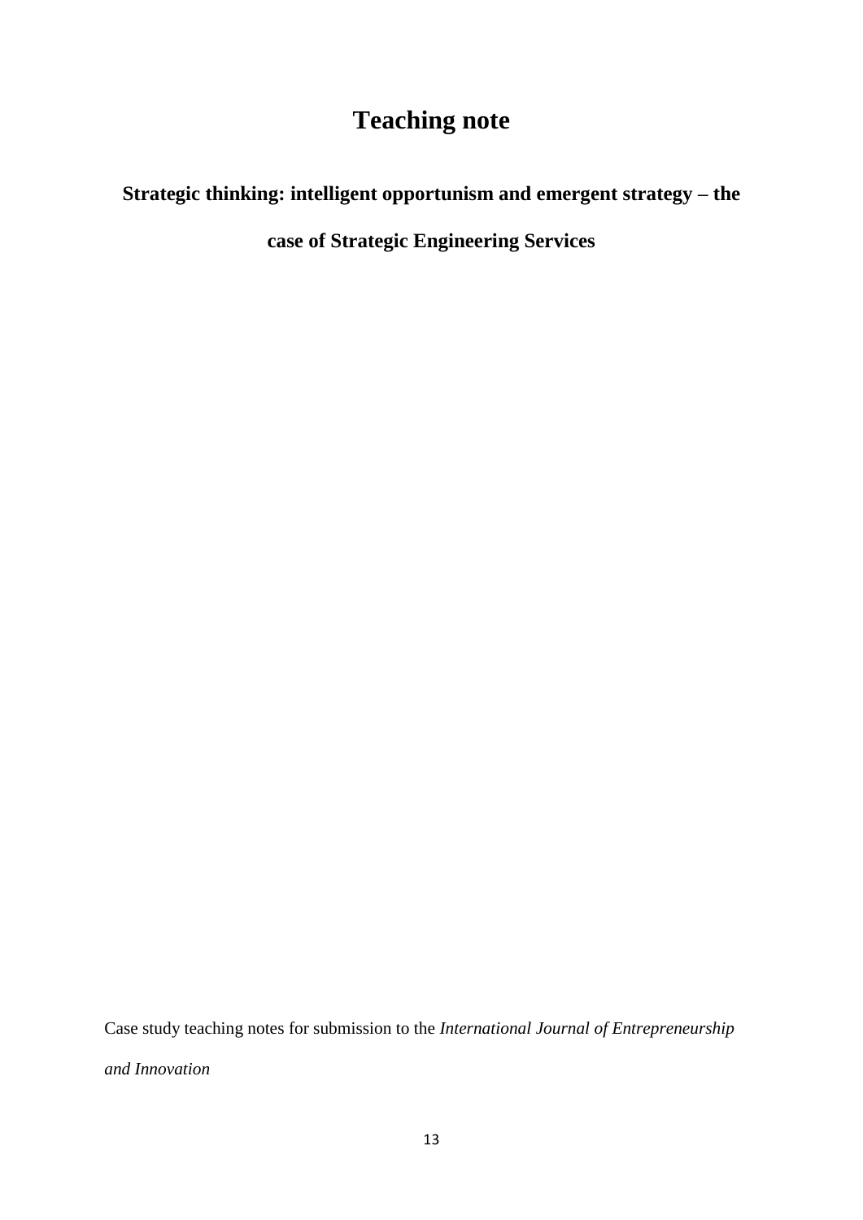# Teaching note

## Strategic thinking: intelligent opportunism and emergent strategy – the case of Strategic Engineering Services

Case study teaching notes for submission to the *International Journal of Entrepreneurship and Innovation*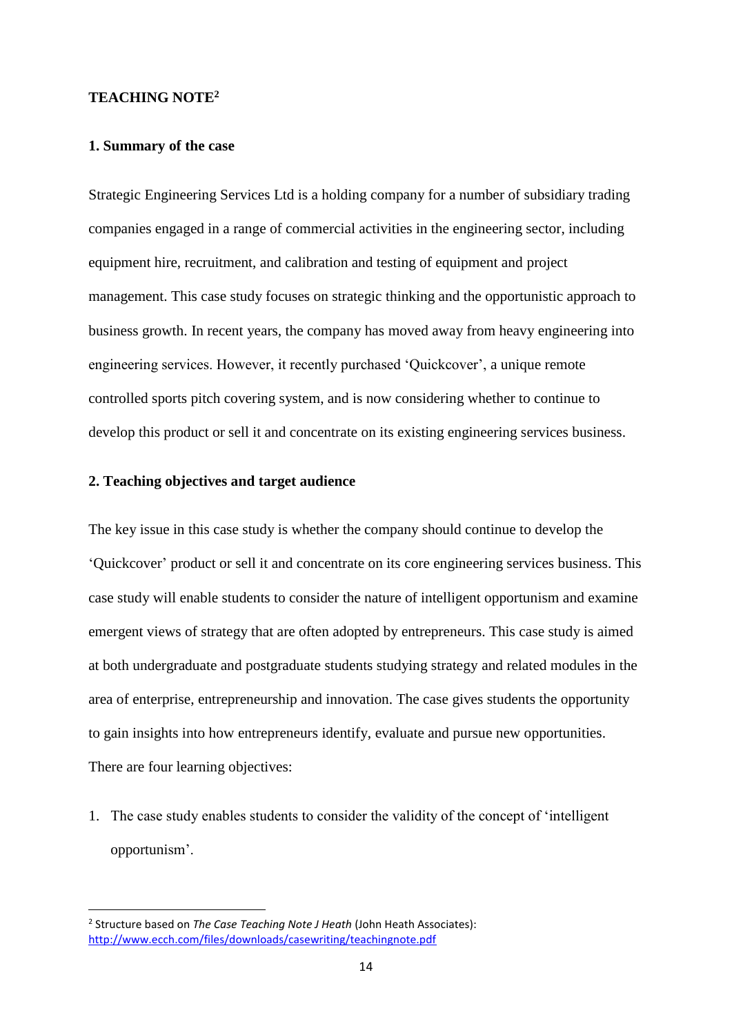## TEACHING NOTE[2]

### 1. Summary of the case

Strategic Engineering Services Ltd is a holding company for a number of subsidiary trading companies engaged in a range of commercial activities in the engineering sector, including equipment hire, recruitment, and calibration and testing of equipment and project management. This case study focuses on strategic thinking and the opportunistic approach to business growth. In recent years, the company has moved away from heavy engineering into engineering services. However, it recently purchased 'Quickcover', a unique remote controlled sports pitch covering system, and is now considering whether to continue to develop this product or sell it and concentrate on its existing engineering services business.

### 2. Teaching objectives and target audience

The key issue in this case study is whether the company should continue to develop the 'Quickcover' product or sell it and concentrate on its core engineering services business. This case study will enable students to consider the nature of intelligent opportunism and examine emergent views of strategy that are often adopted by entrepreneurs. This case study is aimed at both undergraduate and postgraduate students studying strategy and related modules in the area of enterprise, entrepreneurship and innovation. The case gives students the opportunity to gain insights into how entrepreneurs identify, evaluate and pursue new opportunities. There are four learning objectives:

1. The case study enables students to consider the validity of the concept of 'intelligent opportunism'.

---

[2] Structure based on *The Case Teaching Note J Heath* (John Heath Associates): http://www.ecch.com/files/downloads/casewriting/teachingnote.pdf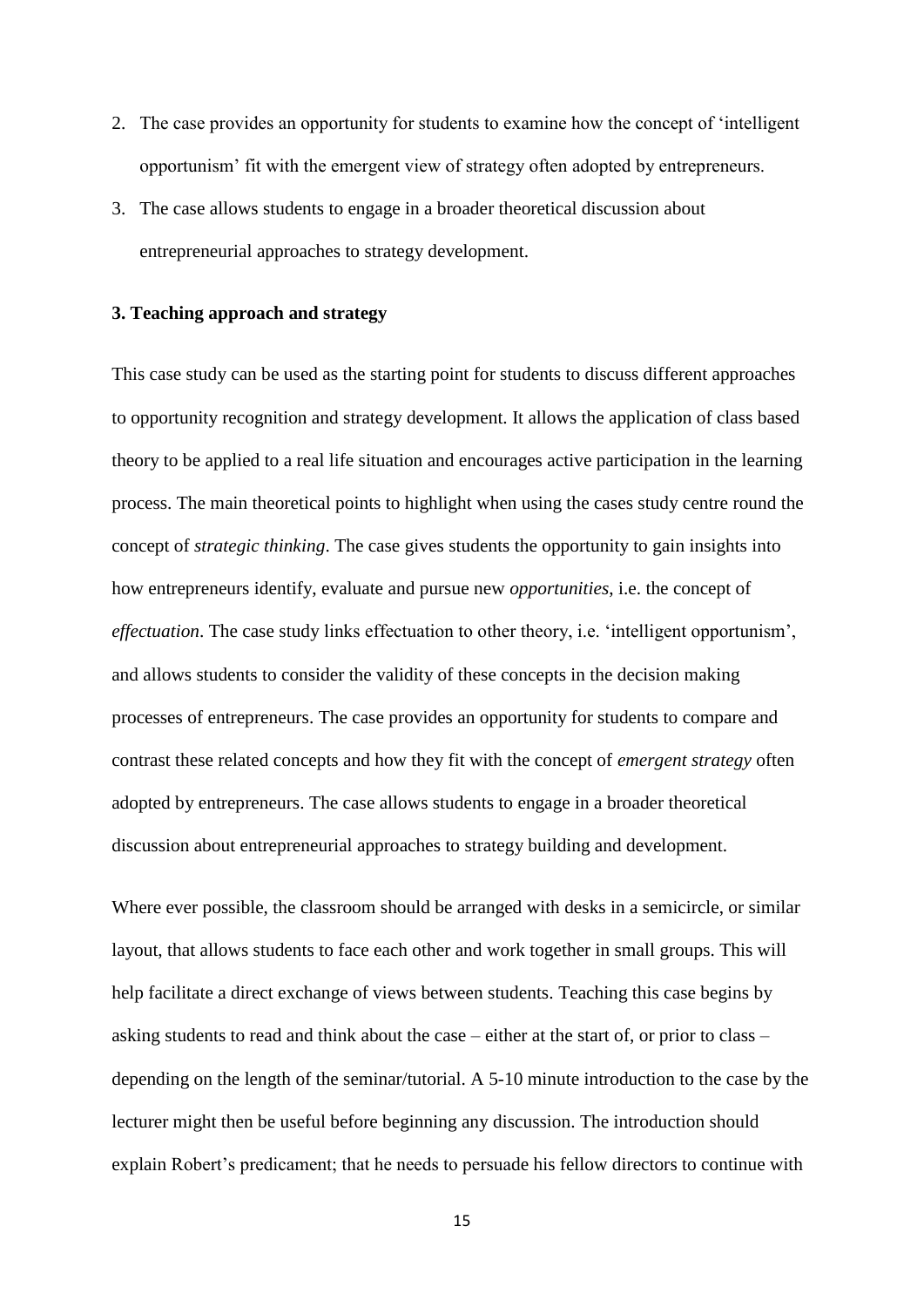2. The case provides an opportunity for students to examine how the concept of 'intelligent opportunism' fit with the emergent view of strategy often adopted by entrepreneurs.
3. The case allows students to engage in a broader theoretical discussion about entrepreneurial approaches to strategy development.

### 3. Teaching approach and strategy

This case study can be used as the starting point for students to discuss different approaches to opportunity recognition and strategy development. It allows the application of class based theory to be applied to a real life situation and encourages active participation in the learning process. The main theoretical points to highlight when using the cases study centre round the concept of *strategic thinking*. The case gives students the opportunity to gain insights into how entrepreneurs identify, evaluate and pursue new *opportunities*, i.e. the concept of *effectuation*. The case study links effectuation to other theory, i.e. 'intelligent opportunism', and allows students to consider the validity of these concepts in the decision making processes of entrepreneurs. The case provides an opportunity for students to compare and contrast these related concepts and how they fit with the concept of *emergent strategy* often adopted by entrepreneurs. The case allows students to engage in a broader theoretical discussion about entrepreneurial approaches to strategy building and development.

Where ever possible, the classroom should be arranged with desks in a semicircle, or similar layout, that allows students to face each other and work together in small groups. This will help facilitate a direct exchange of views between students. Teaching this case begins by asking students to read and think about the case – either at the start of, or prior to class – depending on the length of the seminar/tutorial. A 5-10 minute introduction to the case by the lecturer might then be useful before beginning any discussion. The introduction should explain Robert's predicament; that he needs to persuade his fellow directors to continue with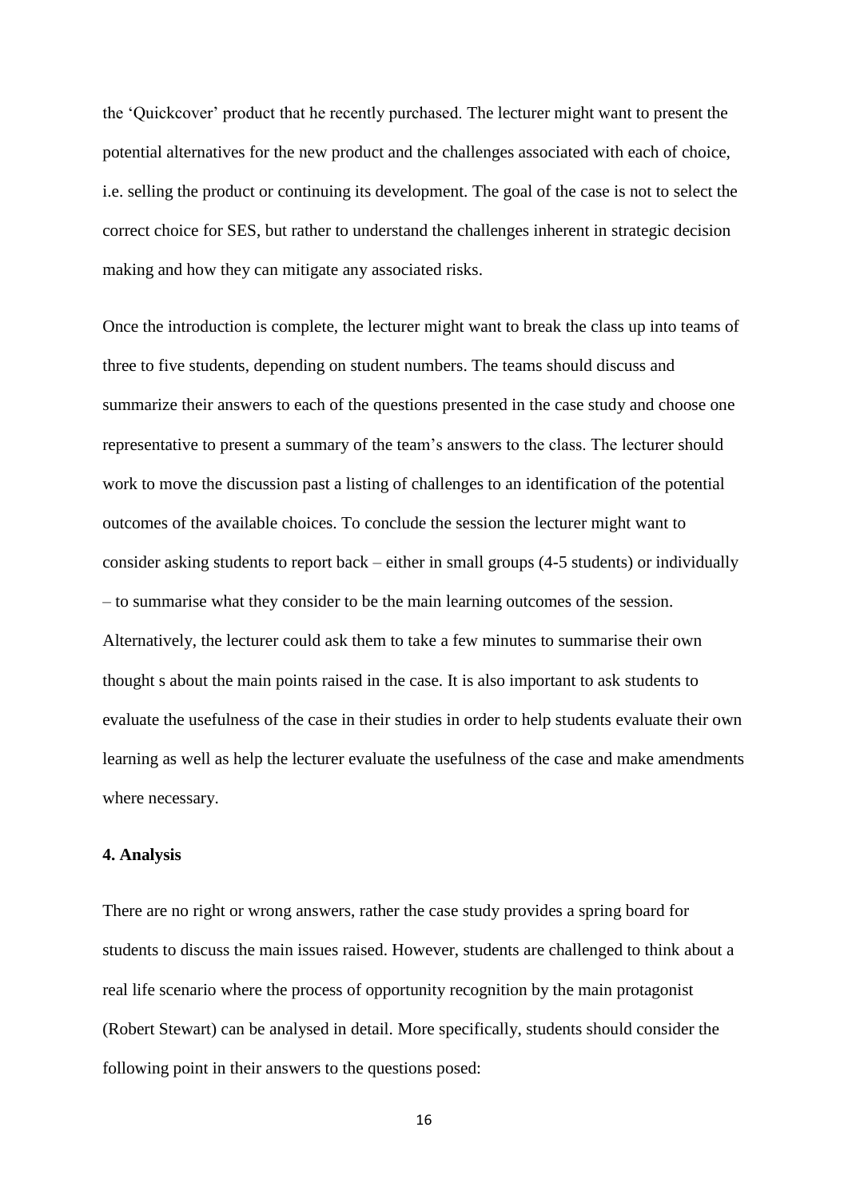the 'Quickcover' product that he recently purchased. The lecturer might want to present the potential alternatives for the new product and the challenges associated with each of choice, i.e. selling the product or continuing its development. The goal of the case is not to select the correct choice for SES, but rather to understand the challenges inherent in strategic decision making and how they can mitigate any associated risks.

Once the introduction is complete, the lecturer might want to break the class up into teams of three to five students, depending on student numbers. The teams should discuss and summarize their answers to each of the questions presented in the case study and choose one representative to present a summary of the team's answers to the class. The lecturer should work to move the discussion past a listing of challenges to an identification of the potential outcomes of the available choices. To conclude the session the lecturer might want to consider asking students to report back – either in small groups (4-5 students) or individually – to summarise what they consider to be the main learning outcomes of the session. Alternatively, the lecturer could ask them to take a few minutes to summarise their own thought s about the main points raised in the case. It is also important to ask students to evaluate the usefulness of the case in their studies in order to help students evaluate their own learning as well as help the lecturer evaluate the usefulness of the case and make amendments where necessary.

## 4. Analysis

There are no right or wrong answers, rather the case study provides a spring board for students to discuss the main issues raised. However, students are challenged to think about a real life scenario where the process of opportunity recognition by the main protagonist (Robert Stewart) can be analysed in detail. More specifically, students should consider the following point in their answers to the questions posed: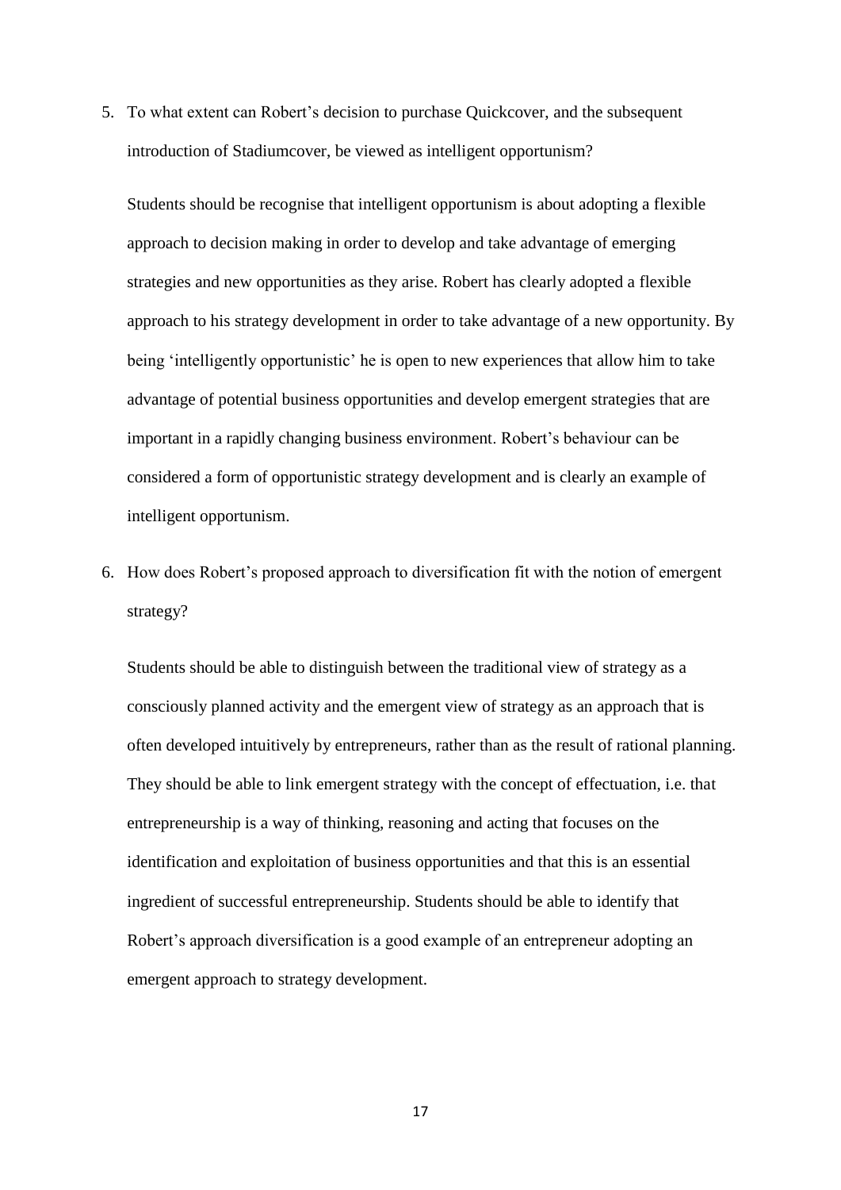5. To what extent can Robert's decision to purchase Quickcover, and the subsequent introduction of Stadiumcover, be viewed as intelligent opportunism?

   Students should be recognise that intelligent opportunism is about adopting a flexible approach to decision making in order to develop and take advantage of emerging strategies and new opportunities as they arise. Robert has clearly adopted a flexible approach to his strategy development in order to take advantage of a new opportunity. By being 'intelligently opportunistic' he is open to new experiences that allow him to take advantage of potential business opportunities and develop emergent strategies that are important in a rapidly changing business environment. Robert's behaviour can be considered a form of opportunistic strategy development and is clearly an example of intelligent opportunism.

6. How does Robert's proposed approach to diversification fit with the notion of emergent strategy?

   Students should be able to distinguish between the traditional view of strategy as a consciously planned activity and the emergent view of strategy as an approach that is often developed intuitively by entrepreneurs, rather than as the result of rational planning. They should be able to link emergent strategy with the concept of effectuation, i.e. that entrepreneurship is a way of thinking, reasoning and acting that focuses on the identification and exploitation of business opportunities and that this is an essential ingredient of successful entrepreneurship. Students should be able to identify that Robert's approach diversification is a good example of an entrepreneur adopting an emergent approach to strategy development.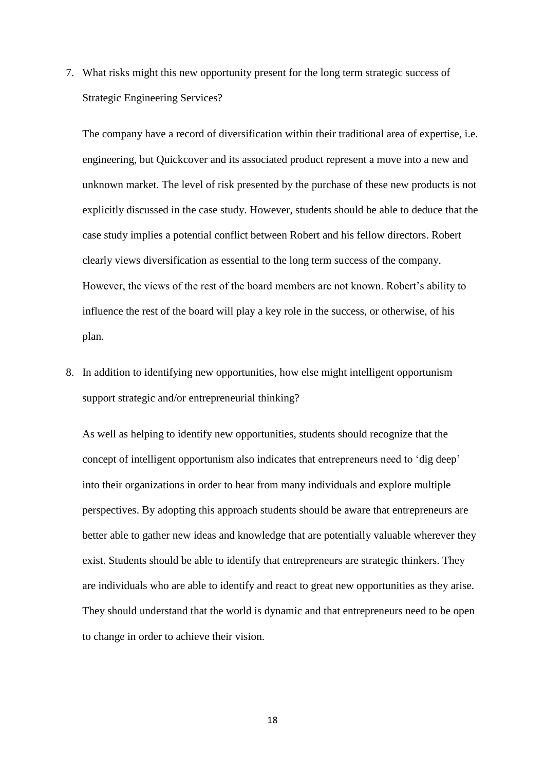7. What risks might this new opportunity present for the long term strategic success of Strategic Engineering Services?

   The company have a record of diversification within their traditional area of expertise, i.e. engineering, but Quickcover and its associated product represent a move into a new and unknown market. The level of risk presented by the purchase of these new products is not explicitly discussed in the case study. However, students should be able to deduce that the case study implies a potential conflict between Robert and his fellow directors. Robert clearly views diversification as essential to the long term success of the company. However, the views of the rest of the board members are not known. Robert's ability to influence the rest of the board will play a key role in the success, or otherwise, of his plan.

8. In addition to identifying new opportunities, how else might intelligent opportunism support strategic and/or entrepreneurial thinking?

   As well as helping to identify new opportunities, students should recognize that the concept of intelligent opportunism also indicates that entrepreneurs need to 'dig deep' into their organizations in order to hear from many individuals and explore multiple perspectives. By adopting this approach students should be aware that entrepreneurs are better able to gather new ideas and knowledge that are potentially valuable wherever they exist. Students should be able to identify that entrepreneurs are strategic thinkers. They are individuals who are able to identify and react to great new opportunities as they arise. They should understand that the world is dynamic and that entrepreneurs need to be open to change in order to achieve their vision.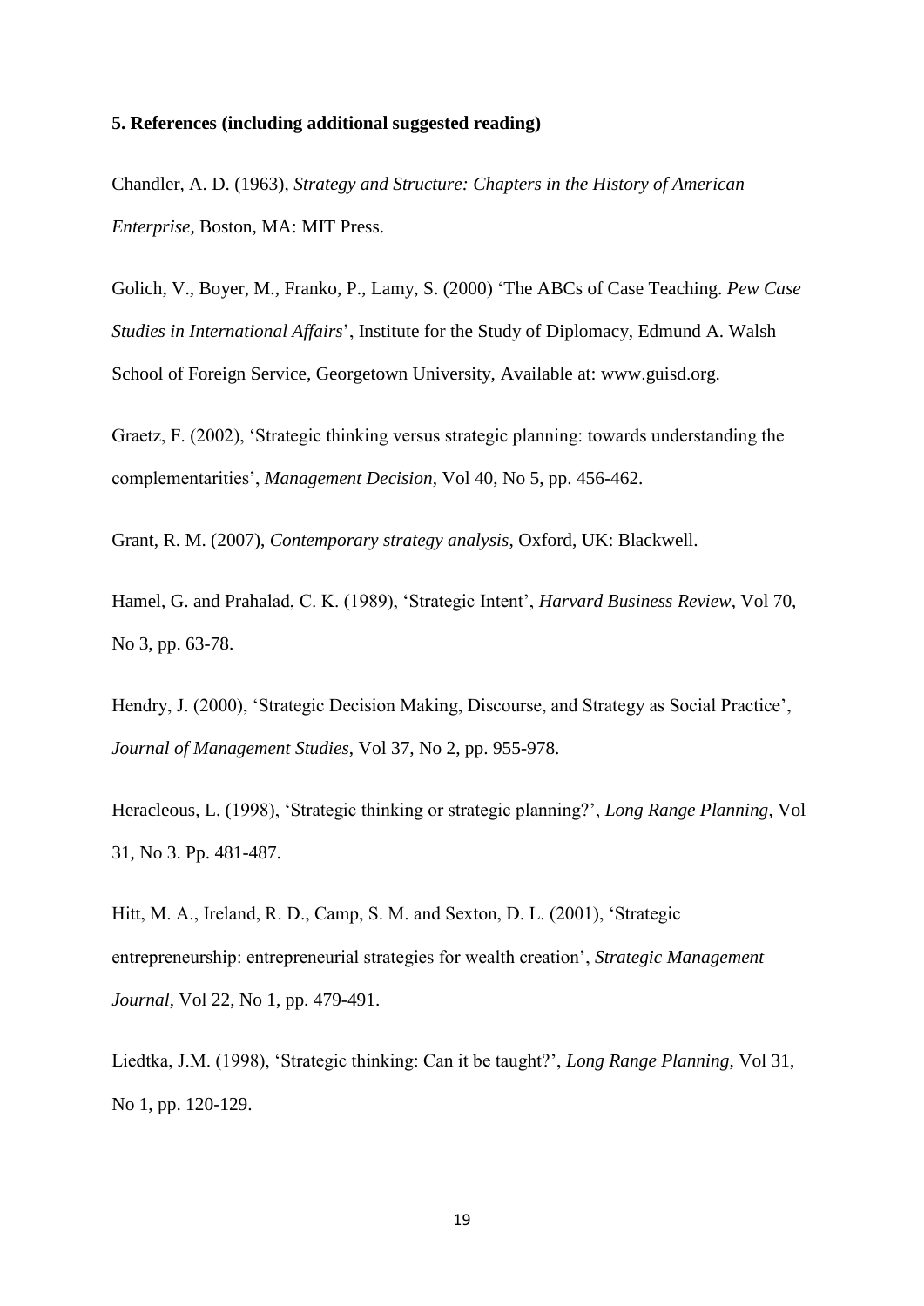**5. References (including additional suggested reading)**

Chandler, A. D. (1963), *Strategy and Structure: Chapters in the History of American Enterprise*, Boston, MA: MIT Press.

Golich, V., Boyer, M., Franko, P., Lamy, S. (2000) 'The ABCs of Case Teaching. *Pew Case Studies in International Affairs*', Institute for the Study of Diplomacy, Edmund A. Walsh School of Foreign Service, Georgetown University, Available at: www.guisd.org.

Graetz, F. (2002), 'Strategic thinking versus strategic planning: towards understanding the complementarities', *Management Decision*, Vol 40, No 5, pp. 456-462.

Grant, R. M. (2007), *Contemporary strategy analysis*, Oxford, UK: Blackwell.

Hamel, G. and Prahalad, C. K. (1989), 'Strategic Intent', *Harvard Business Review*, Vol 70, No 3, pp. 63-78.

Hendry, J. (2000), 'Strategic Decision Making, Discourse, and Strategy as Social Practice', *Journal of Management Studies*, Vol 37, No 2, pp. 955-978.

Heracleous, L. (1998), 'Strategic thinking or strategic planning?', *Long Range Planning*, Vol 31, No 3. Pp. 481-487.

Hitt, M. A., Ireland, R. D., Camp, S. M. and Sexton, D. L. (2001), 'Strategic entrepreneurship: entrepreneurial strategies for wealth creation', *Strategic Management Journal*, Vol 22, No 1, pp. 479-491.

Liedtka, J.M. (1998), 'Strategic thinking: Can it be taught?', *Long Range Planning*, Vol 31, No 1, pp. 120-129.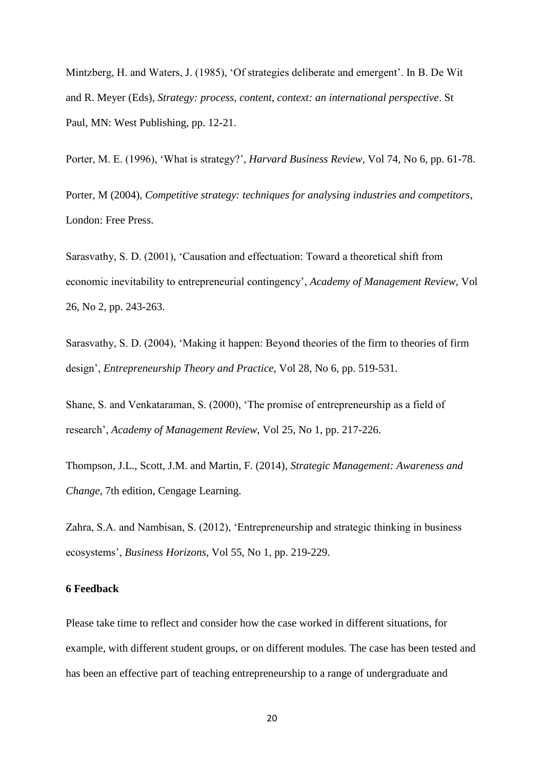Mintzberg, H. and Waters, J. (1985), 'Of strategies deliberate and emergent'. In B. De Wit and R. Meyer (Eds), *Strategy: process, content, context: an international perspective*. St Paul, MN: West Publishing, pp. 12-21.

Porter, M. E. (1996), 'What is strategy?', *Harvard Business Review*, Vol 74, No 6, pp. 61-78.

Porter, M (2004), *Competitive strategy: techniques for analysing industries and competitors*, London: Free Press.

Sarasvathy, S. D. (2001), 'Causation and effectuation: Toward a theoretical shift from economic inevitability to entrepreneurial contingency', *Academy of Management Review*, Vol 26, No 2, pp. 243-263.

Sarasvathy, S. D. (2004), 'Making it happen: Beyond theories of the firm to theories of firm design', *Entrepreneurship Theory and Practice*, Vol 28, No 6, pp. 519-531.

Shane, S. and Venkataraman, S. (2000), 'The promise of entrepreneurship as a field of research', *Academy of Management Review,* Vol 25, No 1, pp. 217-226.

Thompson, J.L., Scott, J.M. and Martin, F. (2014), *Strategic Management: Awareness and Change*, 7th edition, Cengage Learning.

Zahra, S.A. and Nambisan, S. (2012), 'Entrepreneurship and strategic thinking in business ecosystems', *Business Horizons,* Vol 55, No 1, pp. 219-229.

**6 Feedback**

Please take time to reflect and consider how the case worked in different situations, for example, with different student groups, or on different modules. The case has been tested and has been an effective part of teaching entrepreneurship to a range of undergraduate and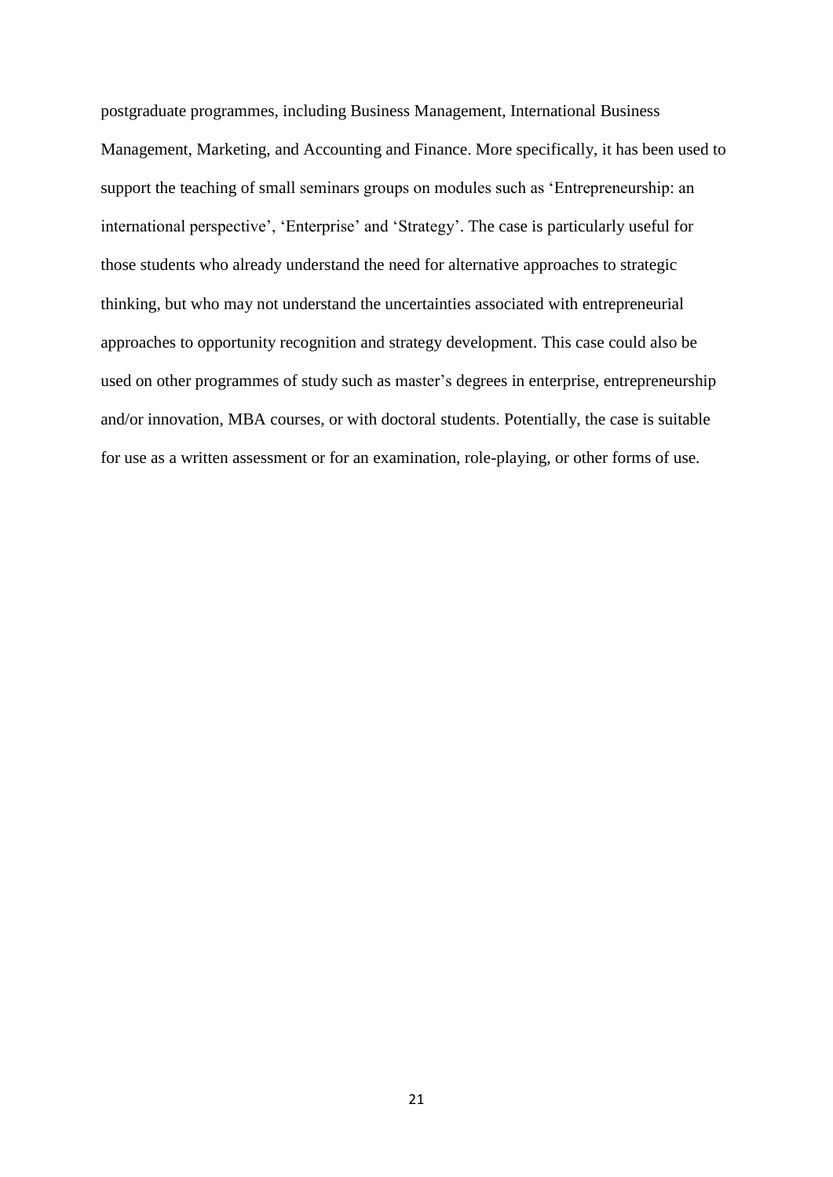postgraduate programmes, including Business Management, International Business Management, Marketing, and Accounting and Finance. More specifically, it has been used to support the teaching of small seminars groups on modules such as 'Entrepreneurship: an international perspective', 'Enterprise' and 'Strategy'. The case is particularly useful for those students who already understand the need for alternative approaches to strategic thinking, but who may not understand the uncertainties associated with entrepreneurial approaches to opportunity recognition and strategy development. This case could also be used on other programmes of study such as master's degrees in enterprise, entrepreneurship and/or innovation, MBA courses, or with doctoral students. Potentially, the case is suitable for use as a written assessment or for an examination, role-playing, or other forms of use.